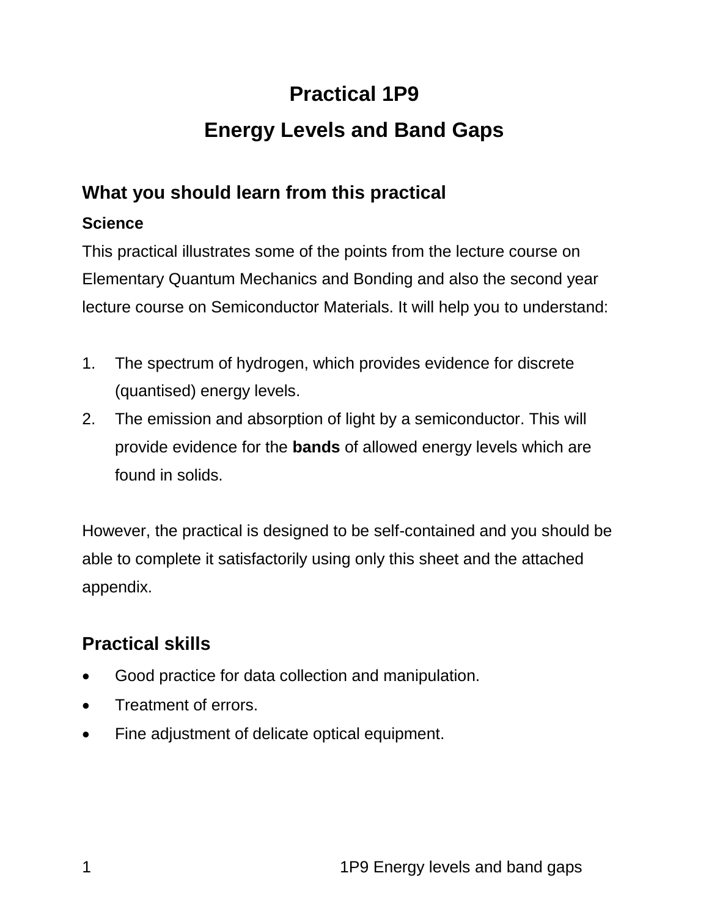# Practical 1P9

# Energy Levels and Band Gaps

## What you should learn from this practical

### Science

This practical illustrates some of the points from the lecture course on Elementary Quantum Mechanics and Bonding and also the second year lecture course on Semiconductor Materials. It will help you to understand:

1. The spectrum of hydrogen, which provides evidence for discrete (quantised) energy levels.
2. The emission and absorption of light by a semiconductor. This will provide evidence for the **bands** of allowed energy levels which are found in solids.

However, the practical is designed to be self-contained and you should be able to complete it satisfactorily using only this sheet and the attached appendix.

## Practical skills

- Good practice for data collection and manipulation.
- Treatment of errors.
- Fine adjustment of delicate optical equipment.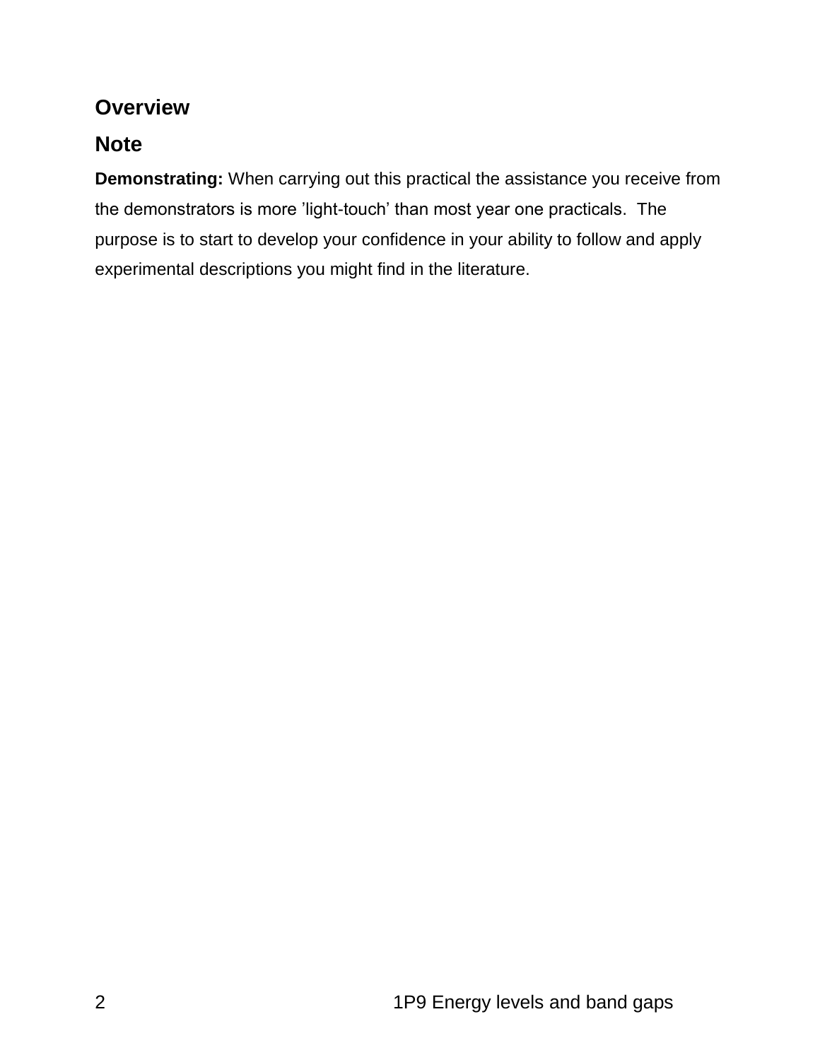## Overview

## Note

**Demonstrating:** When carrying out this practical the assistance you receive from the demonstrators is more ’light-touch’ than most year one practicals. The purpose is to start to develop your confidence in your ability to follow and apply experimental descriptions you might find in the literature.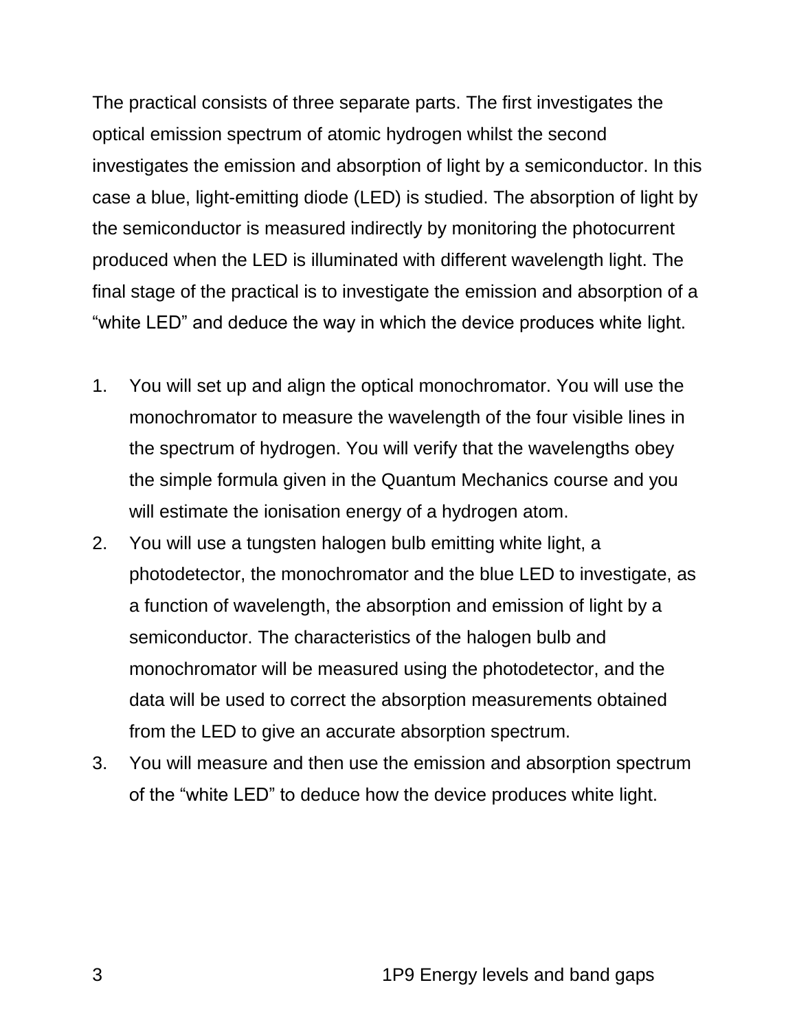The practical consists of three separate parts. The first investigates the optical emission spectrum of atomic hydrogen whilst the second investigates the emission and absorption of light by a semiconductor. In this case a blue, light-emitting diode (LED) is studied. The absorption of light by the semiconductor is measured indirectly by monitoring the photocurrent produced when the LED is illuminated with different wavelength light. The final stage of the practical is to investigate the emission and absorption of a “white LED” and deduce the way in which the device produces white light.

1. You will set up and align the optical monochromator. You will use the monochromator to measure the wavelength of the four visible lines in the spectrum of hydrogen. You will verify that the wavelengths obey the simple formula given in the Quantum Mechanics course and you will estimate the ionisation energy of a hydrogen atom.
2. You will use a tungsten halogen bulb emitting white light, a photodetector, the monochromator and the blue LED to investigate, as a function of wavelength, the absorption and emission of light by a semiconductor. The characteristics of the halogen bulb and monochromator will be measured using the photodetector, and the data will be used to correct the absorption measurements obtained from the LED to give an accurate absorption spectrum.
3. You will measure and then use the emission and absorption spectrum of the “white LED” to deduce how the device produces white light.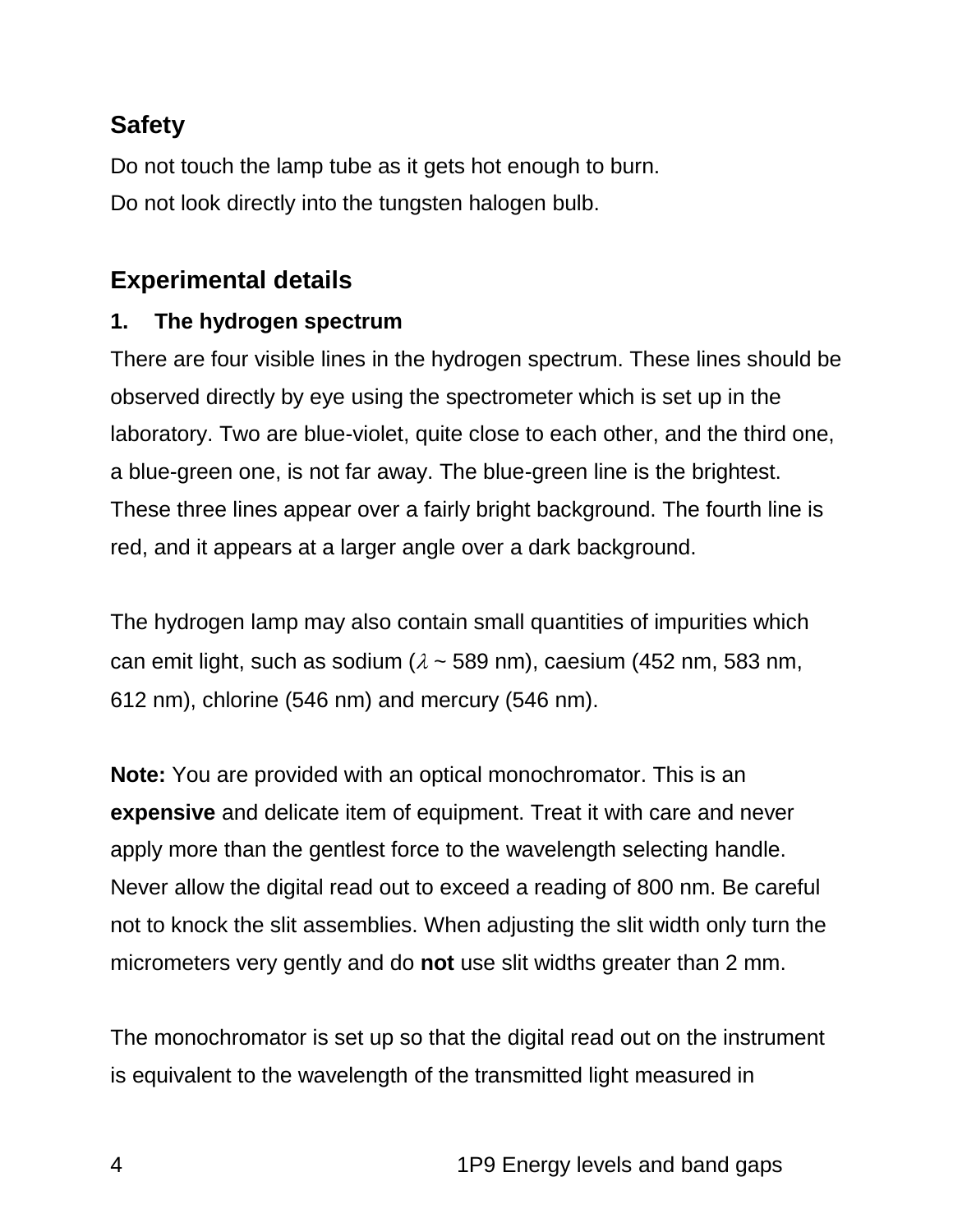## Safety

Do not touch the lamp tube as it gets hot enough to burn.
Do not look directly into the tungsten halogen bulb.

## Experimental details

### 1. The hydrogen spectrum

There are four visible lines in the hydrogen spectrum. These lines should be observed directly by eye using the spectrometer which is set up in the laboratory. Two are blue-violet, quite close to each other, and the third one, a blue-green one, is not far away. The blue-green line is the brightest. These three lines appear over a fairly bright background. The fourth line is red, and it appears at a larger angle over a dark background.

The hydrogen lamp may also contain small quantities of impurities which can emit light, such as sodium ($\lambda$ ~ 589 nm), caesium (452 nm, 583 nm, 612 nm), chlorine (546 nm) and mercury (546 nm).

**Note:** You are provided with an optical monochromator. This is an **expensive** and delicate item of equipment. Treat it with care and never apply more than the gentlest force to the wavelength selecting handle. Never allow the digital read out to exceed a reading of 800 nm. Be careful not to knock the slit assemblies. When adjusting the slit width only turn the micrometers very gently and do **not** use slit widths greater than 2 mm.

The monochromator is set up so that the digital read out on the instrument is equivalent to the wavelength of the transmitted light measured in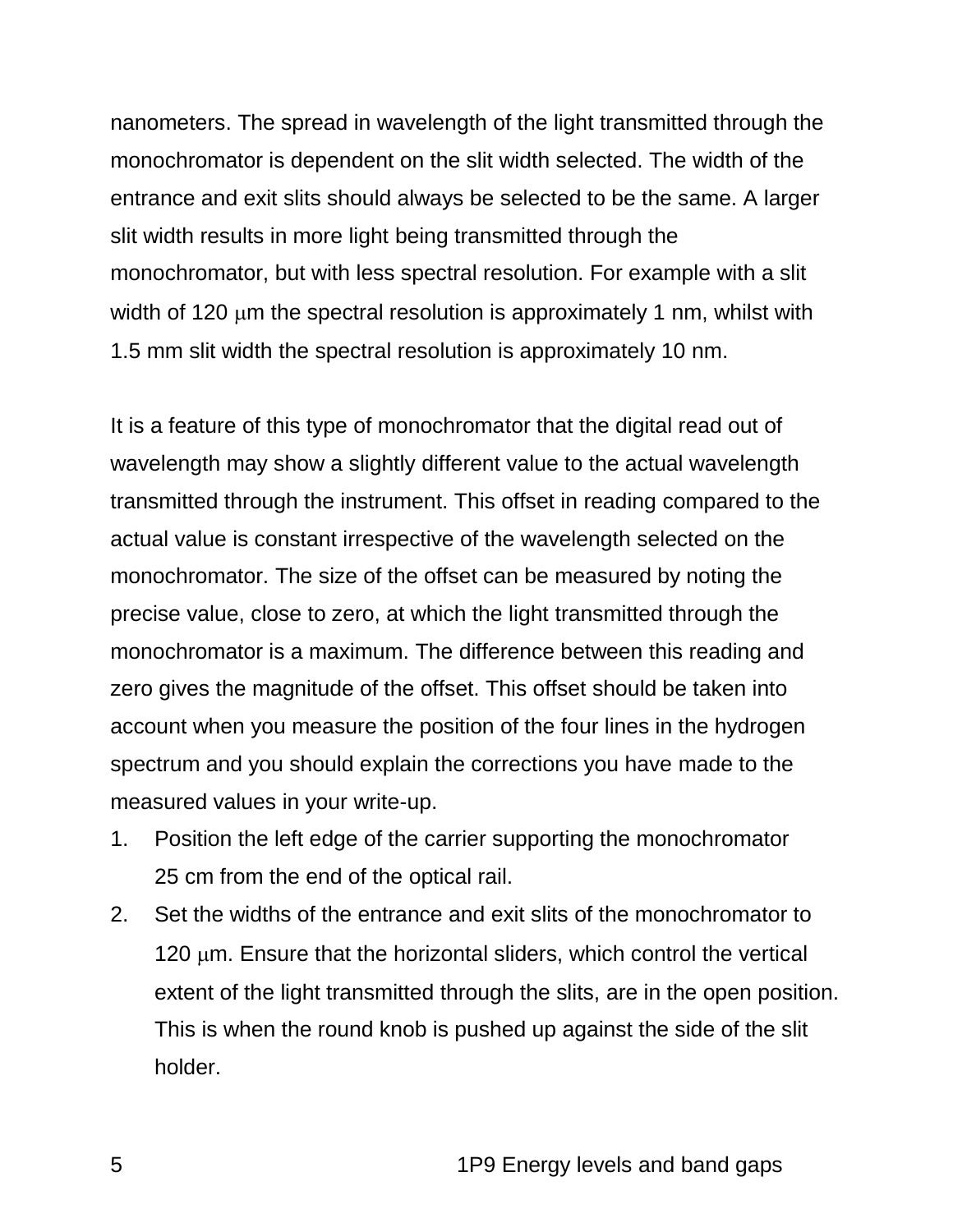nanometers. The spread in wavelength of the light transmitted through the monochromator is dependent on the slit width selected. The width of the entrance and exit slits should always be selected to be the same. A larger slit width results in more light being transmitted through the monochromator, but with less spectral resolution. For example with a slit width of 120 μm the spectral resolution is approximately 1 nm, whilst with 1.5 mm slit width the spectral resolution is approximately 10 nm.

It is a feature of this type of monochromator that the digital read out of wavelength may show a slightly different value to the actual wavelength transmitted through the instrument. This offset in reading compared to the actual value is constant irrespective of the wavelength selected on the monochromator. The size of the offset can be measured by noting the precise value, close to zero, at which the light transmitted through the monochromator is a maximum. The difference between this reading and zero gives the magnitude of the offset. This offset should be taken into account when you measure the position of the four lines in the hydrogen spectrum and you should explain the corrections you have made to the measured values in your write-up.

1. Position the left edge of the carrier supporting the monochromator 25 cm from the end of the optical rail.
2. Set the widths of the entrance and exit slits of the monochromator to 120 μm. Ensure that the horizontal sliders, which control the vertical extent of the light transmitted through the slits, are in the open position. This is when the round knob is pushed up against the side of the slit holder.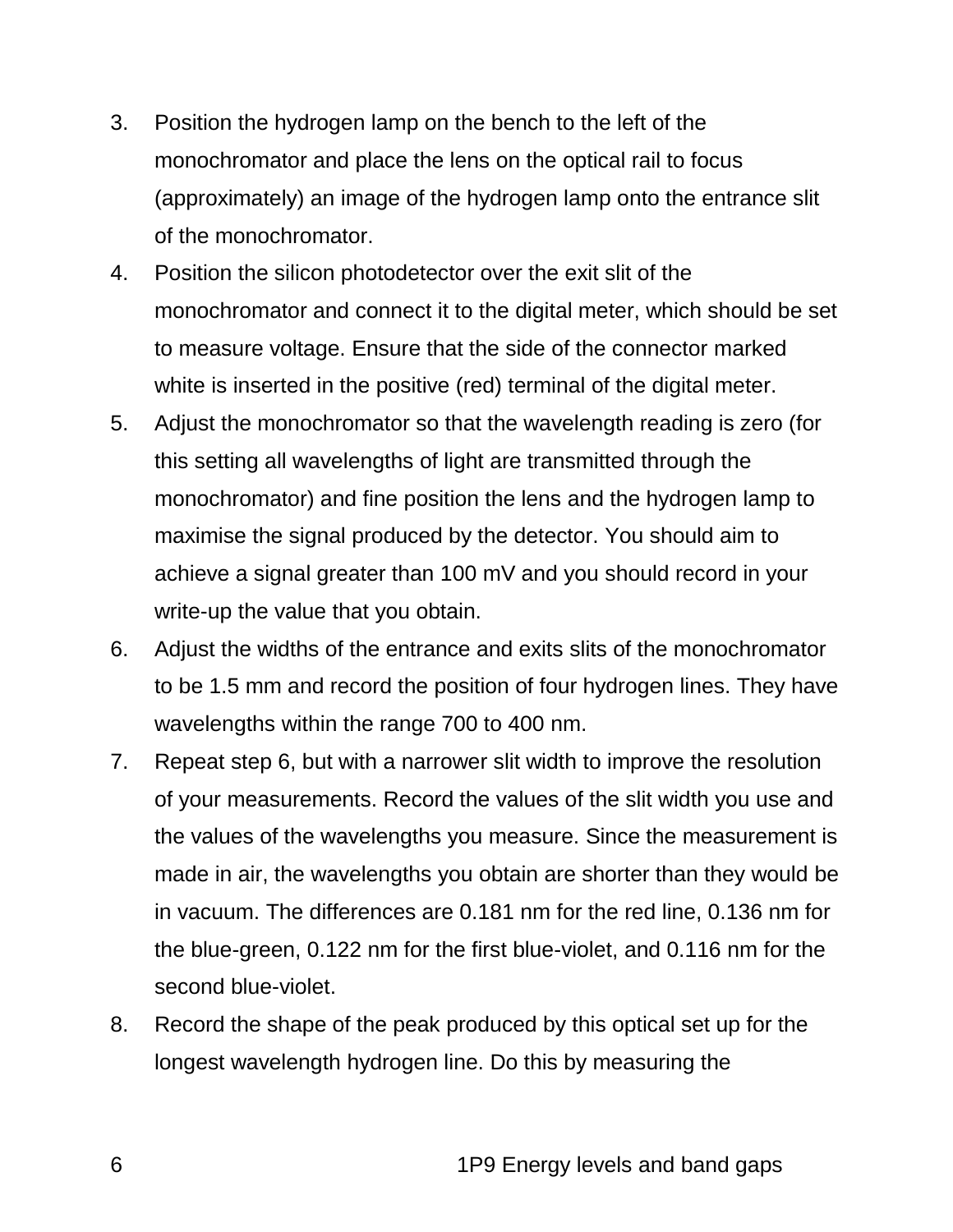3. Position the hydrogen lamp on the bench to the left of the monochromator and place the lens on the optical rail to focus (approximately) an image of the hydrogen lamp onto the entrance slit of the monochromator.
4. Position the silicon photodetector over the exit slit of the monochromator and connect it to the digital meter, which should be set to measure voltage. Ensure that the side of the connector marked white is inserted in the positive (red) terminal of the digital meter.
5. Adjust the monochromator so that the wavelength reading is zero (for this setting all wavelengths of light are transmitted through the monochromator) and fine position the lens and the hydrogen lamp to maximise the signal produced by the detector. You should aim to achieve a signal greater than 100 mV and you should record in your write-up the value that you obtain.
6. Adjust the widths of the entrance and exits slits of the monochromator to be 1.5 mm and record the position of four hydrogen lines. They have wavelengths within the range 700 to 400 nm.
7. Repeat step 6, but with a narrower slit width to improve the resolution of your measurements. Record the values of the slit width you use and the values of the wavelengths you measure. Since the measurement is made in air, the wavelengths you obtain are shorter than they would be in vacuum. The differences are 0.181 nm for the red line, 0.136 nm for the blue-green, 0.122 nm for the first blue-violet, and 0.116 nm for the second blue-violet.
8. Record the shape of the peak produced by this optical set up for the longest wavelength hydrogen line. Do this by measuring the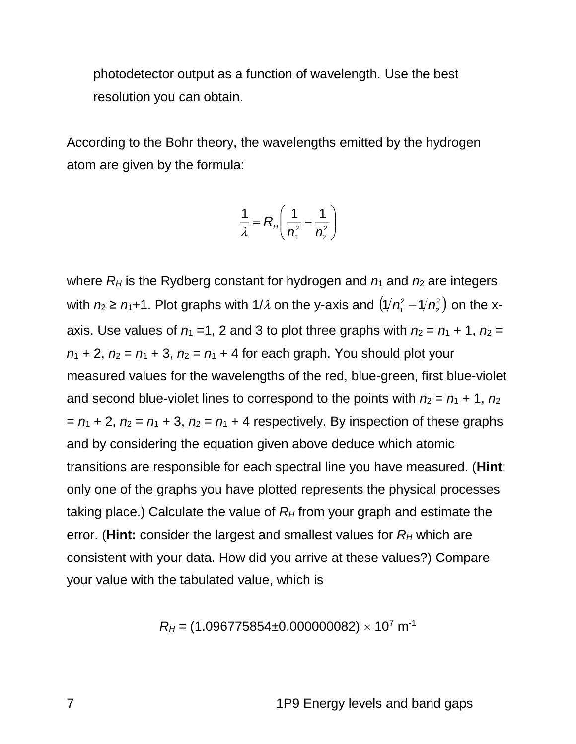photodetector output as a function of wavelength. Use the best resolution you can obtain.

According to the Bohr theory, the wavelengths emitted by the hydrogen atom are given by the formula:

$$\frac{1}{\lambda} = R_H \left( \frac{1}{n_1^2} - \frac{1}{n_2^2} \right)$$

where $R_H$ is the Rydberg constant for hydrogen and $n_1$ and $n_2$ are integers with $n_2 \geq n_1+1$. Plot graphs with $1/\lambda$ on the y-axis and $\left(1/n_1^2 - 1/n_2^2\right)$ on the x-axis. Use values of $n_1$ =1, 2 and 3 to plot three graphs with $n_2 = n_1 + 1$, $n_2 = n_1 + 2$, $n_2 = n_1 + 3$, $n_2 = n_1 + 4$ for each graph. You should plot your measured values for the wavelengths of the red, blue-green, first blue-violet and second blue-violet lines to correspond to the points with $n_2 = n_1 + 1$, $n_2 = n_1 + 2$, $n_2 = n_1 + 3$, $n_2 = n_1 + 4$ respectively. By inspection of these graphs and by considering the equation given above deduce which atomic transitions are responsible for each spectral line you have measured. (**Hint**: only one of the graphs you have plotted represents the physical processes taking place.) Calculate the value of $R_H$ from your graph and estimate the error. (**Hint:** consider the largest and smallest values for $R_H$ which are consistent with your data. How did you arrive at these values?) Compare your value with the tabulated value, which is

$$R_H = (1.096775854 \pm 0.000000082) \times 10^7 \text{ m}^{-1}$$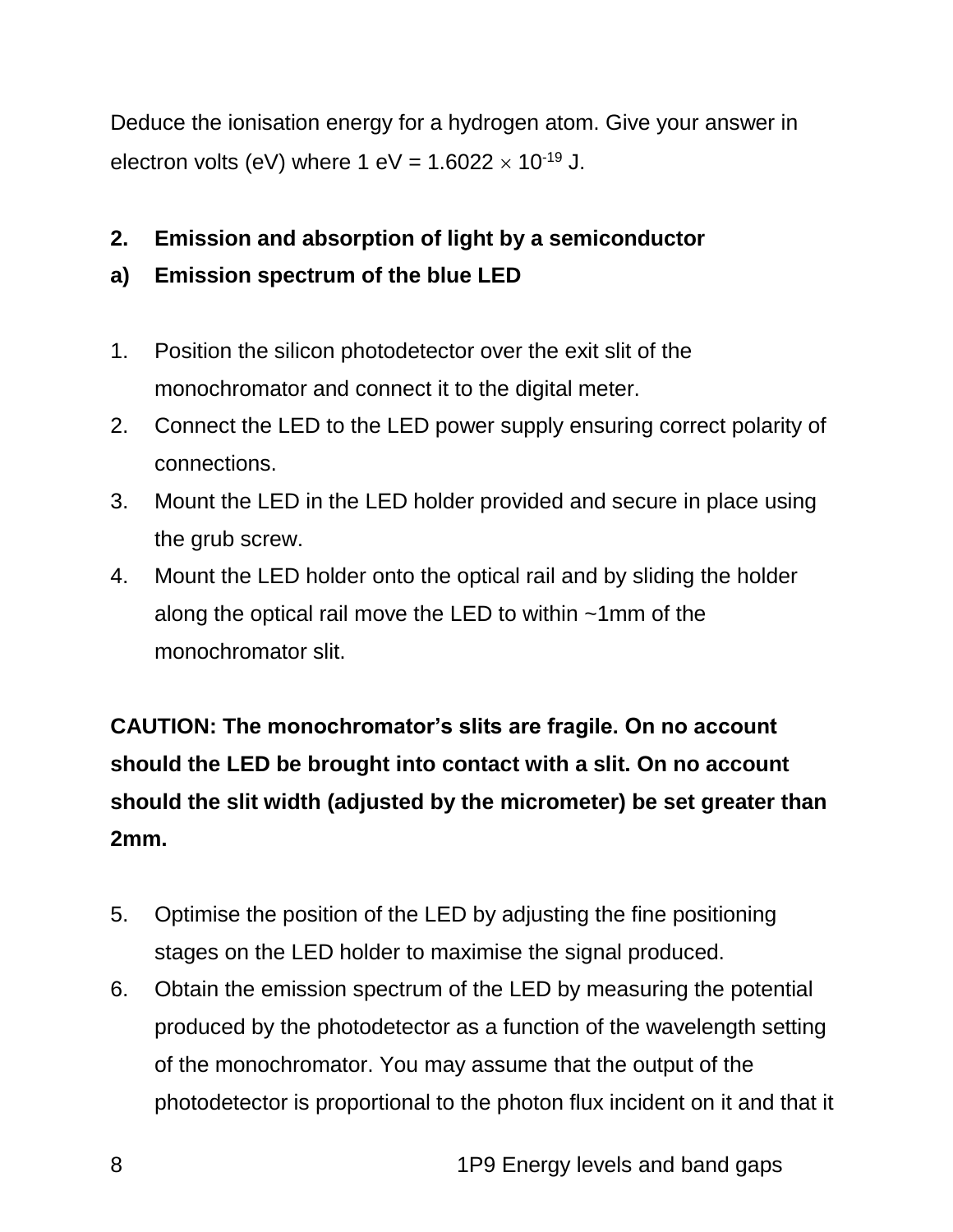Deduce the ionisation energy for a hydrogen atom. Give your answer in electron volts (eV) where 1 eV = $1.6022 \times 10^{-19}$ J.

**2. Emission and absorption of light by a semiconductor**

**a) Emission spectrum of the blue LED**

1. Position the silicon photodetector over the exit slit of the monochromator and connect it to the digital meter.
2. Connect the LED to the LED power supply ensuring correct polarity of connections.
3. Mount the LED in the LED holder provided and secure in place using the grub screw.
4. Mount the LED holder onto the optical rail and by sliding the holder along the optical rail move the LED to within ~1mm of the monochromator slit.

**CAUTION: The monochromator's slits are fragile. On no account should the LED be brought into contact with a slit. On no account should the slit width (adjusted by the micrometer) be set greater than 2mm.**

5. Optimise the position of the LED by adjusting the fine positioning stages on the LED holder to maximise the signal produced.
6. Obtain the emission spectrum of the LED by measuring the potential produced by the photodetector as a function of the wavelength setting of the monochromator. You may assume that the output of the photodetector is proportional to the photon flux incident on it and that it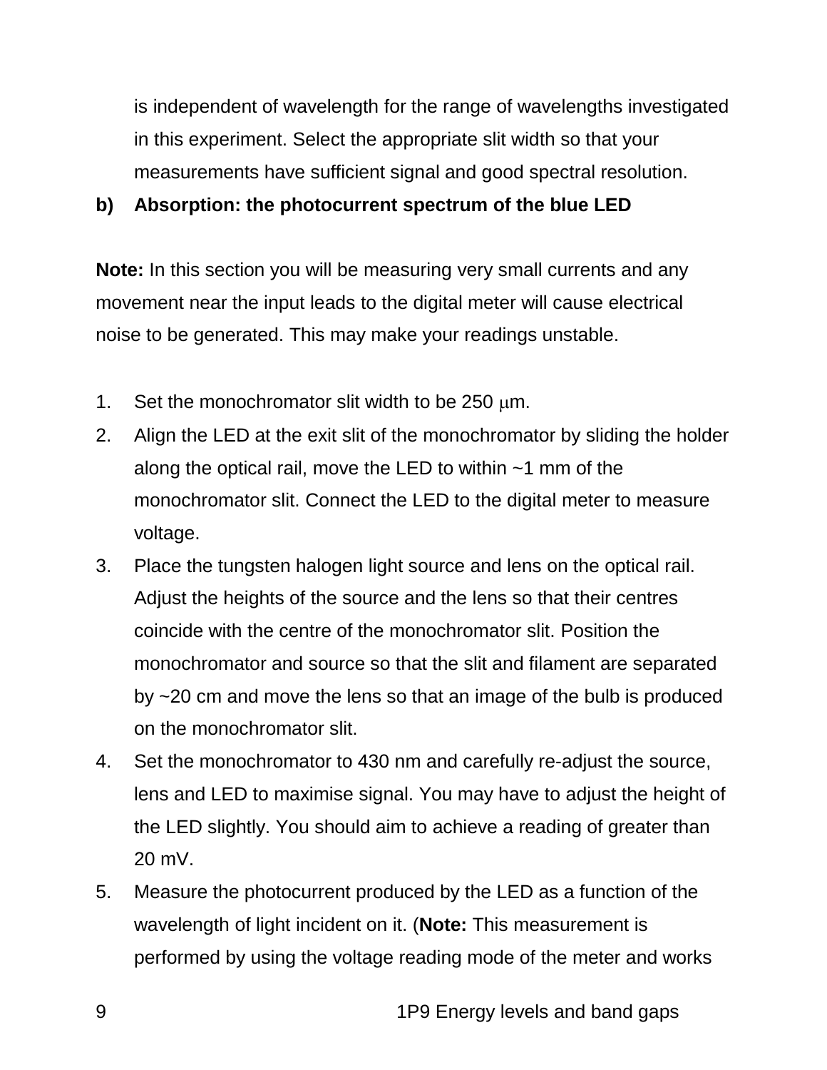is independent of wavelength for the range of wavelengths investigated in this experiment. Select the appropriate slit width so that your measurements have sufficient signal and good spectral resolution.

**b) Absorption: the photocurrent spectrum of the blue LED**

**Note:** In this section you will be measuring very small currents and any movement near the input leads to the digital meter will cause electrical noise to be generated. This may make your readings unstable.

1. Set the monochromator slit width to be 250 $\mu$m.
2. Align the LED at the exit slit of the monochromator by sliding the holder along the optical rail, move the LED to within ~1 mm of the monochromator slit. Connect the LED to the digital meter to measure voltage.
3. Place the tungsten halogen light source and lens on the optical rail. Adjust the heights of the source and the lens so that their centres coincide with the centre of the monochromator slit. Position the monochromator and source so that the slit and filament are separated by ~20 cm and move the lens so that an image of the bulb is produced on the monochromator slit.
4. Set the monochromator to 430 nm and carefully re-adjust the source, lens and LED to maximise signal. You may have to adjust the height of the LED slightly. You should aim to achieve a reading of greater than 20 mV.
5. Measure the photocurrent produced by the LED as a function of the wavelength of light incident on it. (**Note:** This measurement is performed by using the voltage reading mode of the meter and works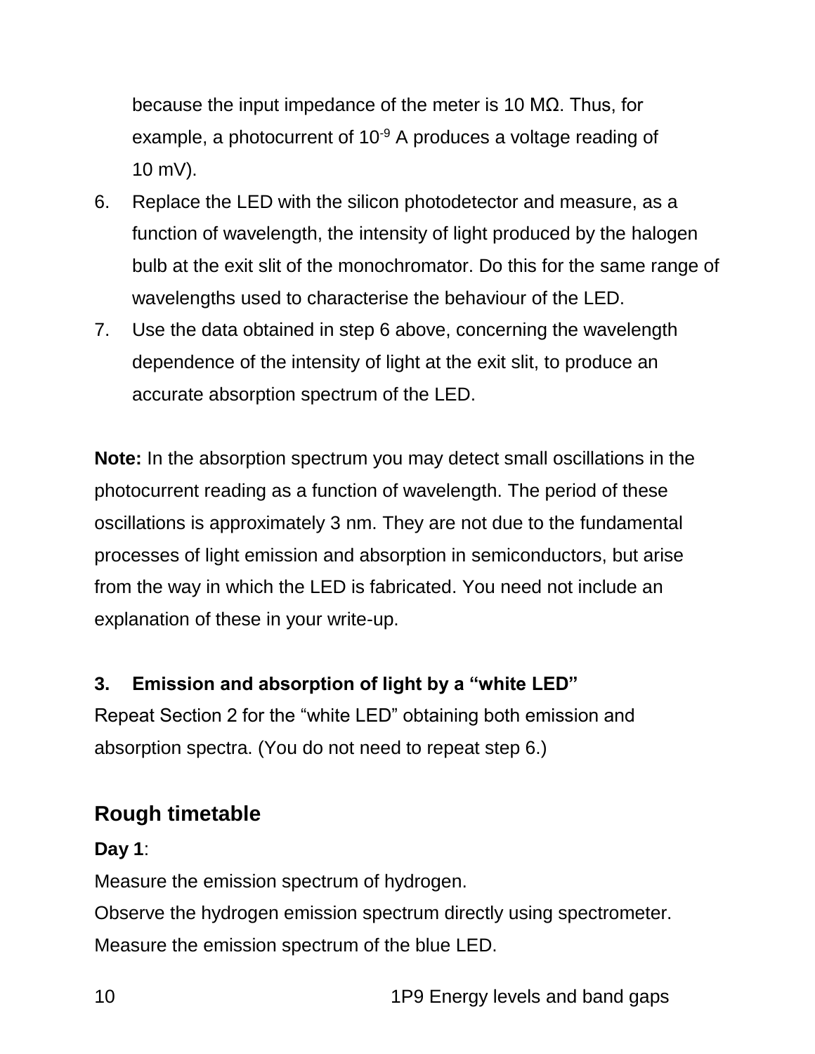because the input impedance of the meter is 10 MΩ. Thus, for example, a photocurrent of $10^{-9}$ A produces a voltage reading of 10 mV).

6. Replace the LED with the silicon photodetector and measure, as a function of wavelength, the intensity of light produced by the halogen bulb at the exit slit of the monochromator. Do this for the same range of wavelengths used to characterise the behaviour of the LED.
7. Use the data obtained in step 6 above, concerning the wavelength dependence of the intensity of light at the exit slit, to produce an accurate absorption spectrum of the LED.

**Note:** In the absorption spectrum you may detect small oscillations in the photocurrent reading as a function of wavelength. The period of these oscillations is approximately 3 nm. They are not due to the fundamental processes of light emission and absorption in semiconductors, but arise from the way in which the LED is fabricated. You need not include an explanation of these in your write-up.

### 3. Emission and absorption of light by a "white LED"

Repeat Section 2 for the "white LED" obtaining both emission and absorption spectra. (You do not need to repeat step 6.)

## Rough timetable

**Day 1**:

Measure the emission spectrum of hydrogen.

Observe the hydrogen emission spectrum directly using spectrometer.

Measure the emission spectrum of the blue LED.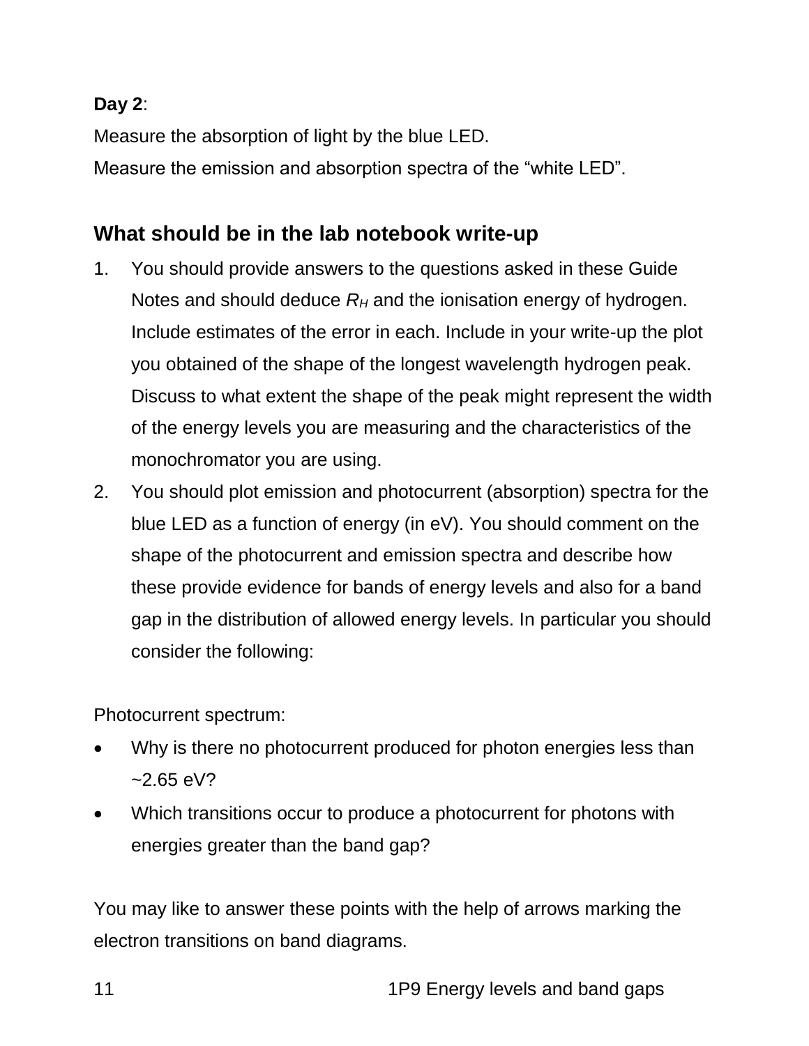**Day 2**:

Measure the absorption of light by the blue LED.

Measure the emission and absorption spectra of the "white LED".

## What should be in the lab notebook write-up

1. You should provide answers to the questions asked in these Guide Notes and should deduce $R_H$ and the ionisation energy of hydrogen. Include estimates of the error in each. Include in your write-up the plot you obtained of the shape of the longest wavelength hydrogen peak. Discuss to what extent the shape of the peak might represent the width of the energy levels you are measuring and the characteristics of the monochromator you are using.
2. You should plot emission and photocurrent (absorption) spectra for the blue LED as a function of energy (in eV). You should comment on the shape of the photocurrent and emission spectra and describe how these provide evidence for bands of energy levels and also for a band gap in the distribution of allowed energy levels. In particular you should consider the following:

Photocurrent spectrum:

- Why is there no photocurrent produced for photon energies less than ~2.65 eV?
- Which transitions occur to produce a photocurrent for photons with energies greater than the band gap?

You may like to answer these points with the help of arrows marking the electron transitions on band diagrams.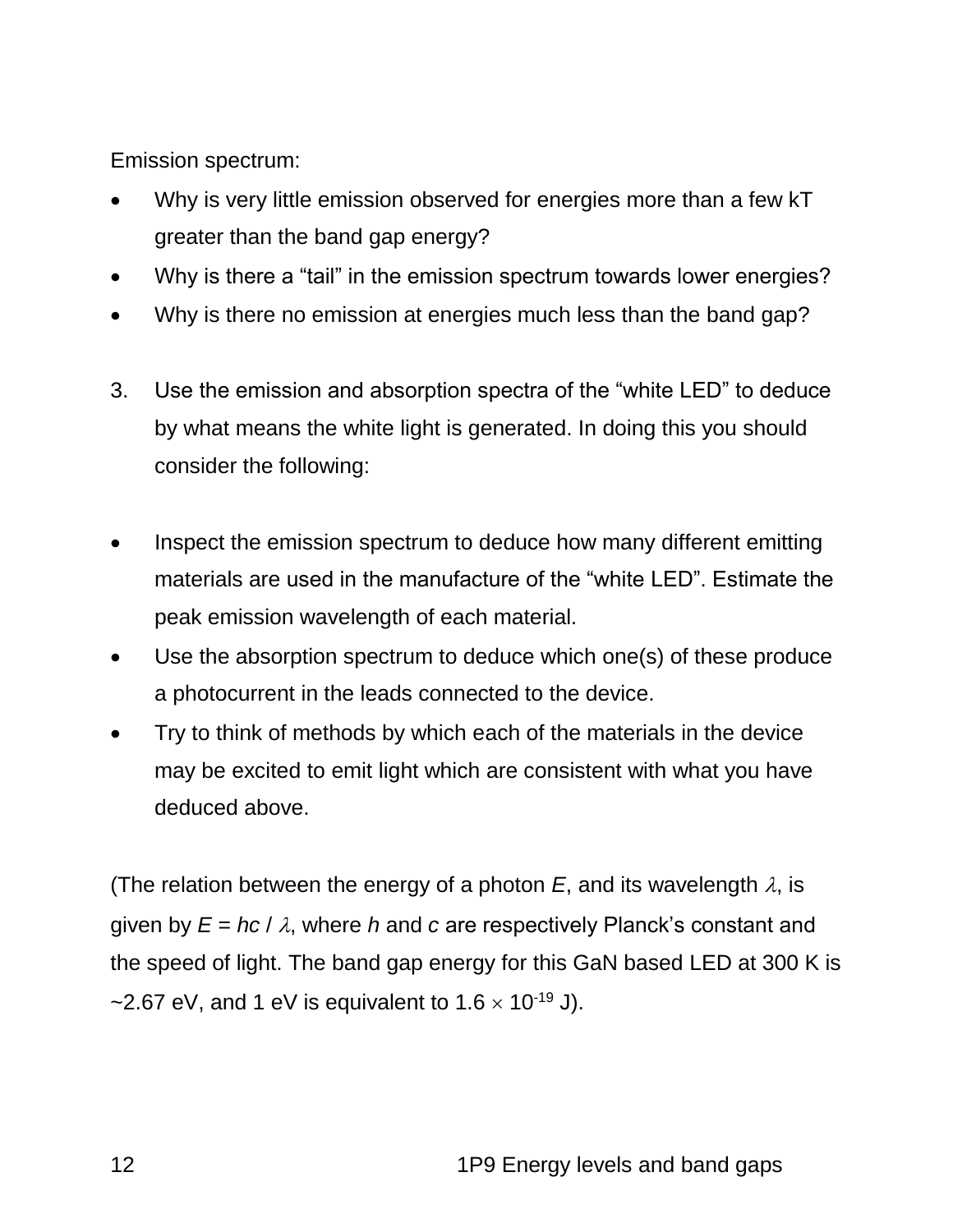Emission spectrum:

- Why is very little emission observed for energies more than a few kT greater than the band gap energy?
- Why is there a "tail" in the emission spectrum towards lower energies?
- Why is there no emission at energies much less than the band gap?

3. Use the emission and absorption spectra of the "white LED" to deduce by what means the white light is generated. In doing this you should consider the following:

- Inspect the emission spectrum to deduce how many different emitting materials are used in the manufacture of the "white LED". Estimate the peak emission wavelength of each material.
- Use the absorption spectrum to deduce which one(s) of these produce a photocurrent in the leads connected to the device.
- Try to think of methods by which each of the materials in the device may be excited to emit light which are consistent with what you have deduced above.

(The relation between the energy of a photon $E$, and its wavelength $\lambda$, is given by $E = hc / \lambda$, where $h$ and $c$ are respectively Planck's constant and the speed of light. The band gap energy for this GaN based LED at 300 K is ~2.67 eV, and 1 eV is equivalent to $1.6 \times 10^{-19}$ J).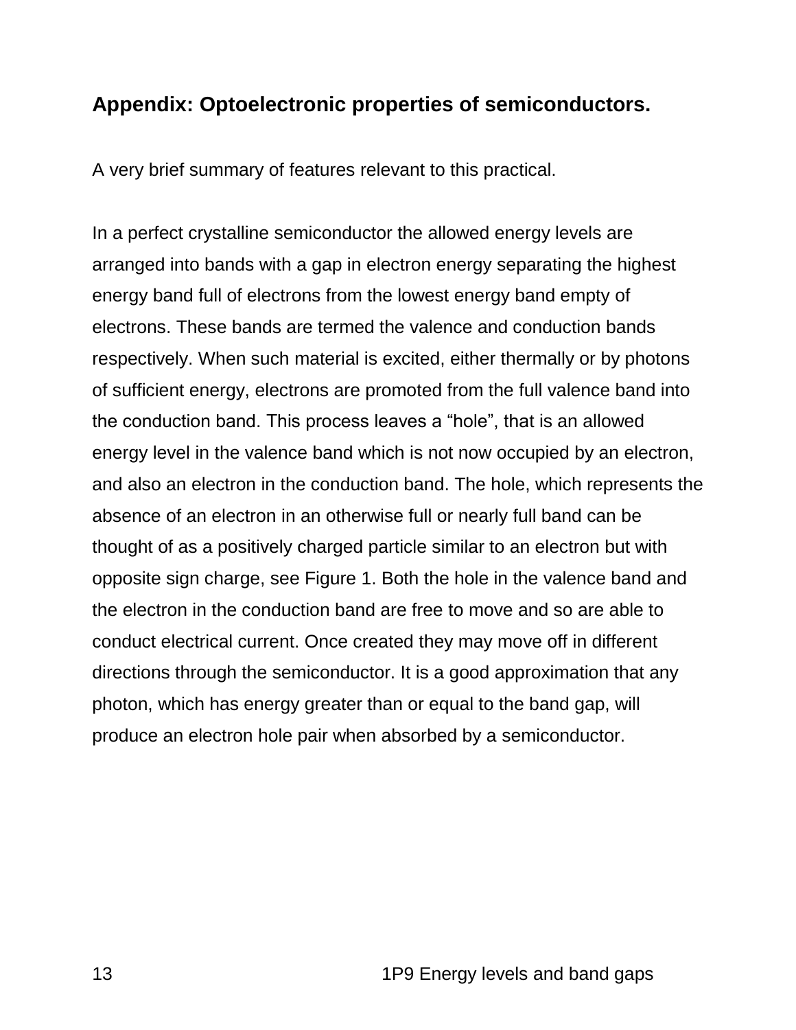## Appendix: Optoelectronic properties of semiconductors.

A very brief summary of features relevant to this practical.

In a perfect crystalline semiconductor the allowed energy levels are arranged into bands with a gap in electron energy separating the highest energy band full of electrons from the lowest energy band empty of electrons. These bands are termed the valence and conduction bands respectively. When such material is excited, either thermally or by photons of sufficient energy, electrons are promoted from the full valence band into the conduction band. This process leaves a "hole", that is an allowed energy level in the valence band which is not now occupied by an electron, and also an electron in the conduction band. The hole, which represents the absence of an electron in an otherwise full or nearly full band can be thought of as a positively charged particle similar to an electron but with opposite sign charge, see Figure 1. Both the hole in the valence band and the electron in the conduction band are free to move and so are able to conduct electrical current. Once created they may move off in different directions through the semiconductor. It is a good approximation that any photon, which has energy greater than or equal to the band gap, will produce an electron hole pair when absorbed by a semiconductor.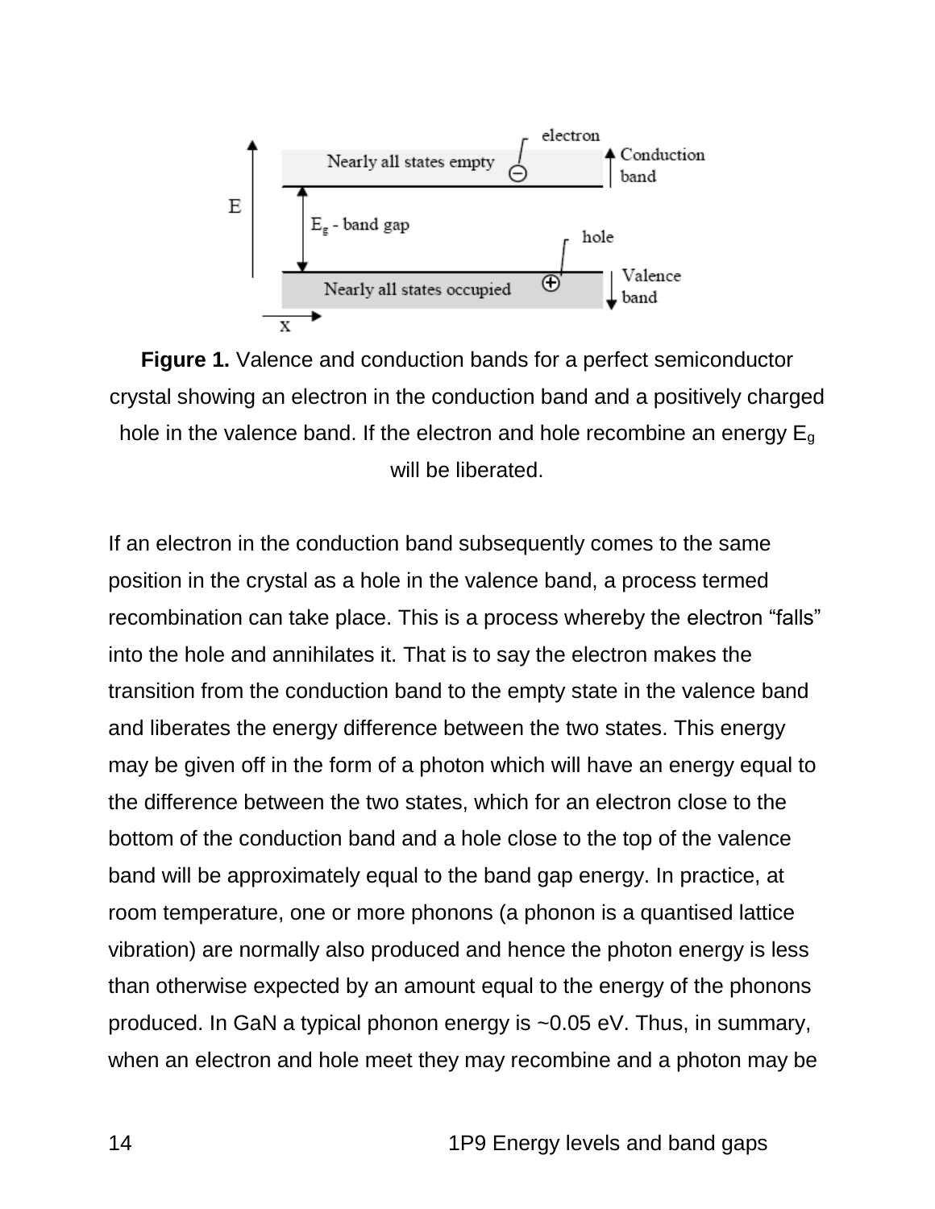**Figure 1.** Valence and conduction bands for a perfect semiconductor crystal showing an electron in the conduction band and a positively charged hole in the valence band. If the electron and hole recombine an energy $E_g$ will be liberated.

If an electron in the conduction band subsequently comes to the same position in the crystal as a hole in the valence band, a process termed recombination can take place. This is a process whereby the electron "falls" into the hole and annihilates it. That is to say the electron makes the transition from the conduction band to the empty state in the valence band and liberates the energy difference between the two states. This energy may be given off in the form of a photon which will have an energy equal to the difference between the two states, which for an electron close to the bottom of the conduction band and a hole close to the top of the valence band will be approximately equal to the band gap energy. In practice, at room temperature, one or more phonons (a phonon is a quantised lattice vibration) are normally also produced and hence the photon energy is less than otherwise expected by an amount equal to the energy of the phonons produced. In GaN a typical phonon energy is ~0.05 eV. Thus, in summary, when an electron and hole meet they may recombine and a photon may be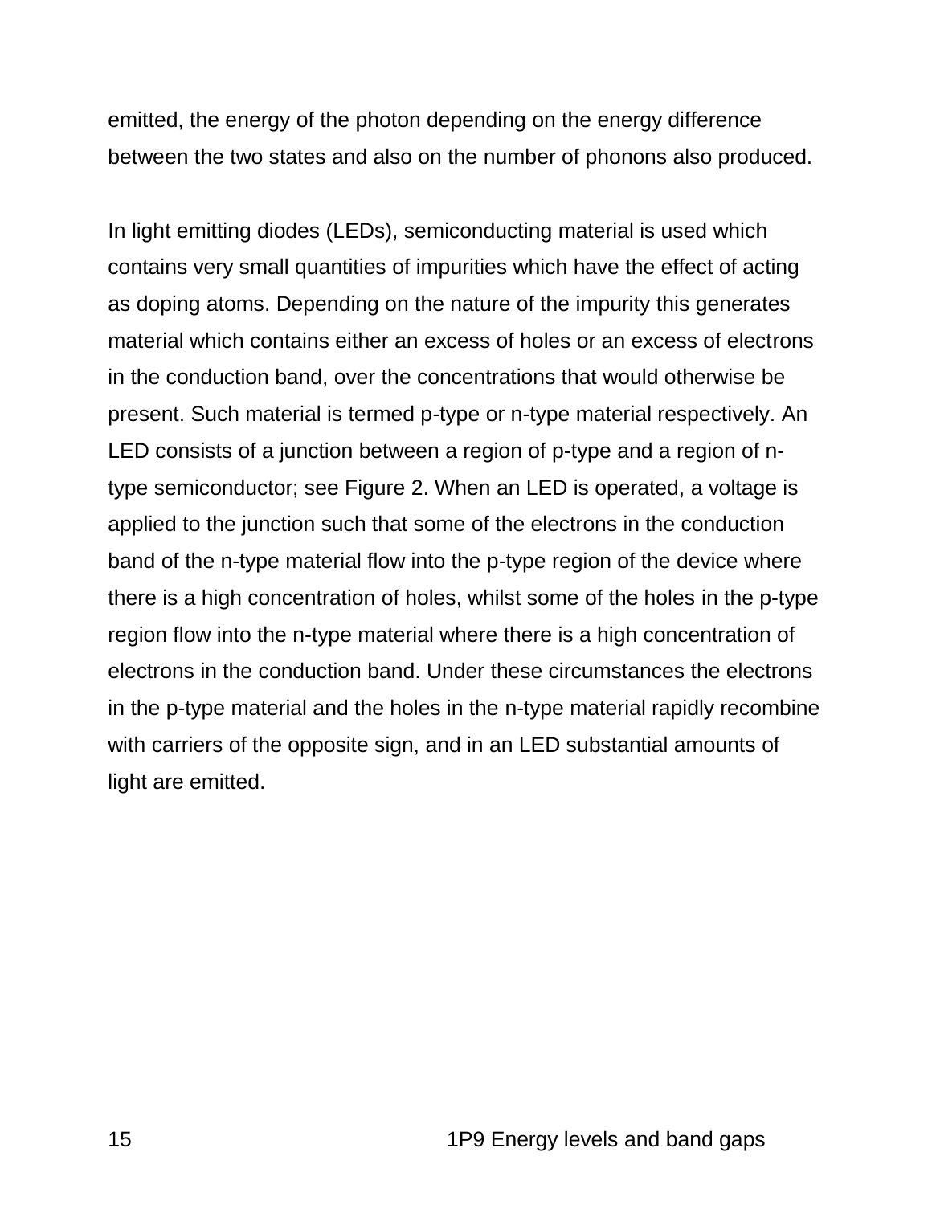emitted, the energy of the photon depending on the energy difference between the two states and also on the number of phonons also produced.

In light emitting diodes (LEDs), semiconducting material is used which contains very small quantities of impurities which have the effect of acting as doping atoms. Depending on the nature of the impurity this generates material which contains either an excess of holes or an excess of electrons in the conduction band, over the concentrations that would otherwise be present. Such material is termed p-type or n-type material respectively. An LED consists of a junction between a region of p-type and a region of n-type semiconductor; see Figure 2. When an LED is operated, a voltage is applied to the junction such that some of the electrons in the conduction band of the n-type material flow into the p-type region of the device where there is a high concentration of holes, whilst some of the holes in the p-type region flow into the n-type material where there is a high concentration of electrons in the conduction band. Under these circumstances the electrons in the p-type material and the holes in the n-type material rapidly recombine with carriers of the opposite sign, and in an LED substantial amounts of light are emitted.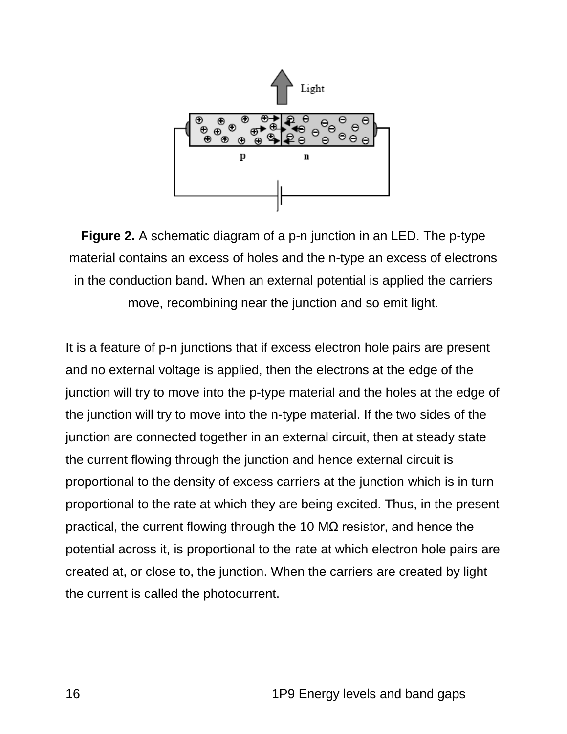**Figure 2.** A schematic diagram of a p-n junction in an LED. The p-type material contains an excess of holes and the n-type an excess of electrons in the conduction band. When an external potential is applied the carriers move, recombining near the junction and so emit light.

It is a feature of p-n junctions that if excess electron hole pairs are present and no external voltage is applied, then the electrons at the edge of the junction will try to move into the p-type material and the holes at the edge of the junction will try to move into the n-type material. If the two sides of the junction are connected together in an external circuit, then at steady state the current flowing through the junction and hence external circuit is proportional to the density of excess carriers at the junction which is in turn proportional to the rate at which they are being excited. Thus, in the present practical, the current flowing through the 10 MΩ resistor, and hence the potential across it, is proportional to the rate at which electron hole pairs are created at, or close to, the junction. When the carriers are created by light the current is called the photocurrent.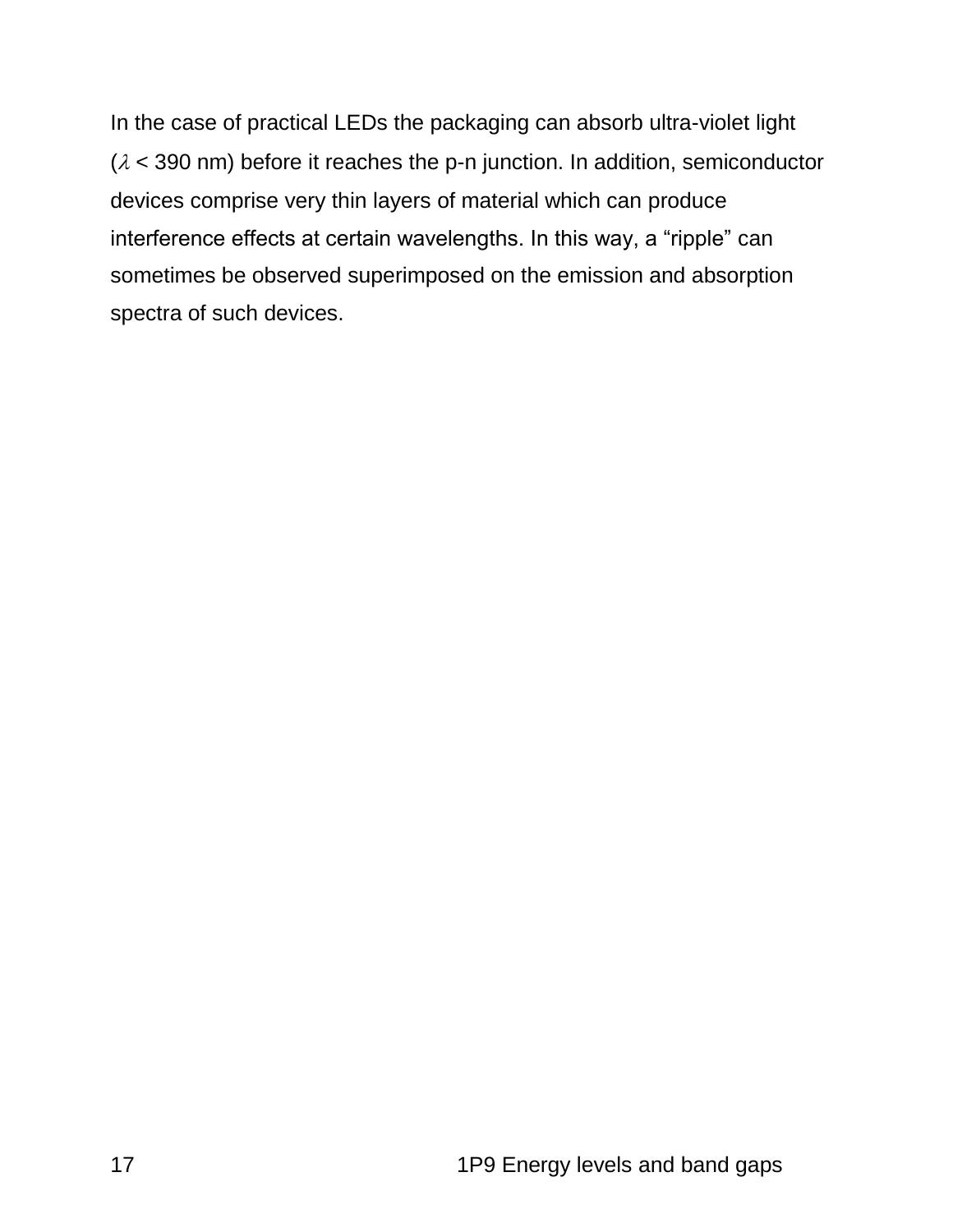In the case of practical LEDs the packaging can absorb ultra-violet light ($\lambda$ < 390 nm) before it reaches the p-n junction. In addition, semiconductor devices comprise very thin layers of material which can produce interference effects at certain wavelengths. In this way, a “ripple” can sometimes be observed superimposed on the emission and absorption spectra of such devices.